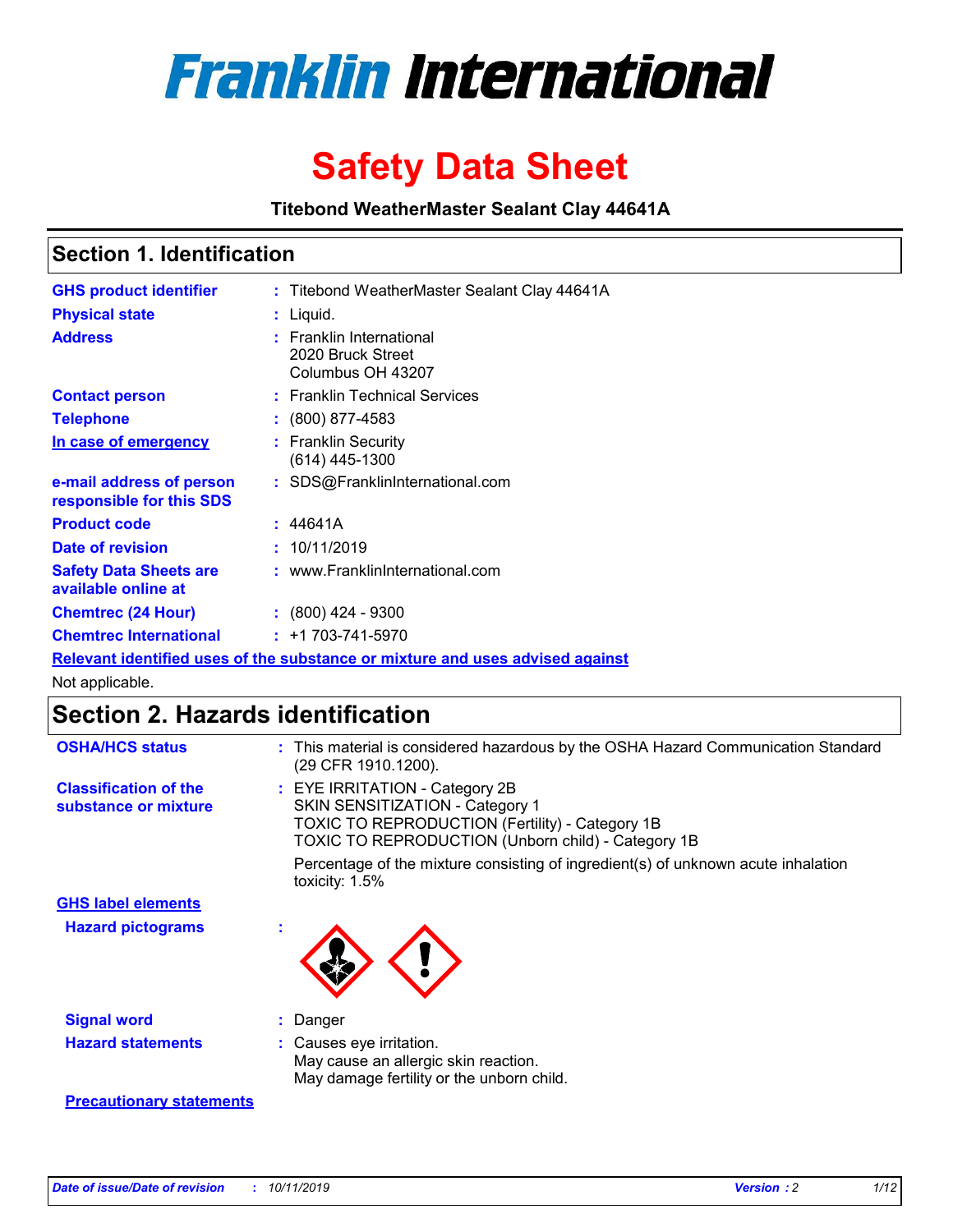# Franklin International

# Safety Data Sheet

**Titebond WeatherMaster Sealant Clay 44641A**

## Section 1. Identification

| | | |
|---|---|---|
| **GHS product identifier** | : | Titebond WeatherMaster Sealant Clay 44641A |
| **Physical state** | : | Liquid. |
| **Address** | : | Franklin International<br>2020 Bruck Street<br>Columbus OH 43207 |
| **Contact person** | : | Franklin Technical Services |
| **Telephone** | : | (800) 877-4583 |
| **In case of emergency** | : | Franklin Security<br>(614) 445-1300 |
| **e-mail address of person responsible for this SDS** | : | SDS@FranklinInternational.com |
| **Product code** | : | 44641A |
| **Date of revision** | : | 10/11/2019 |
| **Safety Data Sheets are available online at** | : | www.FranklinInternational.com |
| **Chemtrec (24 Hour)** | : | (800) 424 - 9300 |
| **Chemtrec International** | : | +1 703-741-5970 |

**Relevant identified uses of the substance or mixture and uses advised against**

Not applicable.

## Section 2. Hazards identification

| | | |
|---|---|---|
| **OSHA/HCS status** | : | This material is considered hazardous by the OSHA Hazard Communication Standard (29 CFR 1910.1200). |
| **Classification of the substance or mixture** | : | EYE IRRITATION - Category 2B<br>SKIN SENSITIZATION - Category 1<br>TOXIC TO REPRODUCTION (Fertility) - Category 1B<br>TOXIC TO REPRODUCTION (Unborn child) - Category 1B<br><br>Percentage of the mixture consisting of ingredient(s) of unknown acute inhalation toxicity: 1.5% |

**GHS label elements**

| | | |
|---|---|---|
| **Hazard pictograms** | : | |
| **Signal word** | : | Danger |
| **Hazard statements** | : | Causes eye irritation.<br>May cause an allergic skin reaction.<br>May damage fertility or the unborn child. |

**Precautionary statements**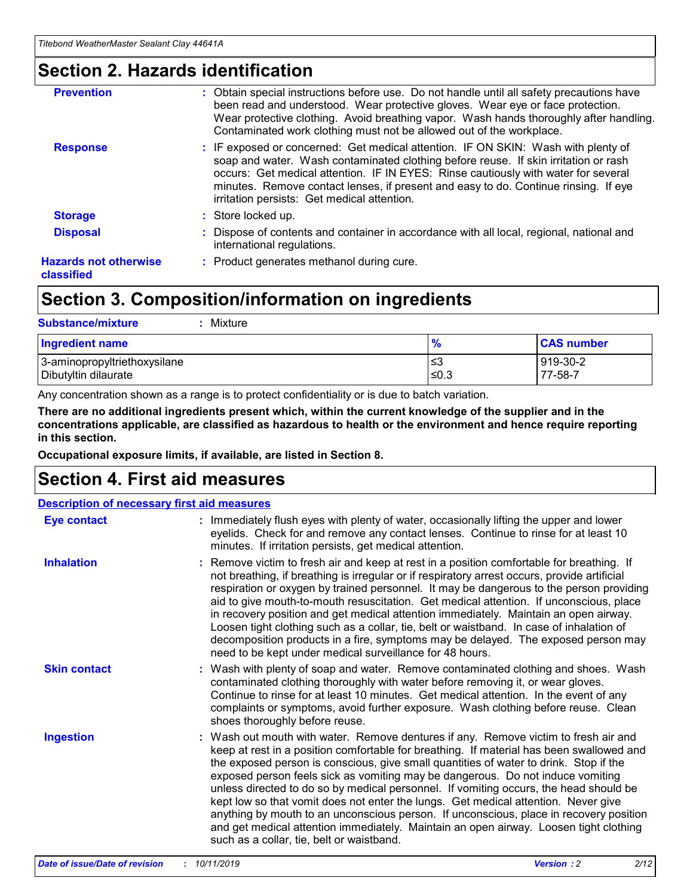## Section 2. Hazards identification

| | |
|---|---|
| **Prevention** | : Obtain special instructions before use. Do not handle until all safety precautions have been read and understood. Wear protective gloves. Wear eye or face protection. Wear protective clothing. Avoid breathing vapor. Wash hands thoroughly after handling. Contaminated work clothing must not be allowed out of the workplace. |
| **Response** | : IF exposed or concerned: Get medical attention. IF ON SKIN: Wash with plenty of soap and water. Wash contaminated clothing before reuse. If skin irritation or rash occurs: Get medical attention. IF IN EYES: Rinse cautiously with water for several minutes. Remove contact lenses, if present and easy to do. Continue rinsing. If eye irritation persists: Get medical attention. |
| **Storage** | : Store locked up. |
| **Disposal** | : Dispose of contents and container in accordance with all local, regional, national and international regulations. |
| **Hazards not otherwise classified** | : Product generates methanol during cure. |

## Section 3. Composition/information on ingredients

**Substance/mixture** : Mixture

| Ingredient name | % | CAS number |
|---|---|---|
| 3-aminopropyltriethoxysilane | ≤3 | 919-30-2 |
| Dibutyltin dilaurate | ≤0.3 | 77-58-7 |

Any concentration shown as a range is to protect confidentiality or is due to batch variation.

**There are no additional ingredients present which, within the current knowledge of the supplier and in the concentrations applicable, are classified as hazardous to health or the environment and hence require reporting in this section.**

**Occupational exposure limits, if available, are listed in Section 8.**

## Section 4. First aid measures

**Description of necessary first aid measures**

| | |
|---|---|
| **Eye contact** | : Immediately flush eyes with plenty of water, occasionally lifting the upper and lower eyelids. Check for and remove any contact lenses. Continue to rinse for at least 10 minutes. If irritation persists, get medical attention. |
| **Inhalation** | : Remove victim to fresh air and keep at rest in a position comfortable for breathing. If not breathing, if breathing is irregular or if respiratory arrest occurs, provide artificial respiration or oxygen by trained personnel. It may be dangerous to the person providing aid to give mouth-to-mouth resuscitation. Get medical attention. If unconscious, place in recovery position and get medical attention immediately. Maintain an open airway. Loosen tight clothing such as a collar, tie, belt or waistband. In case of inhalation of decomposition products in a fire, symptoms may be delayed. The exposed person may need to be kept under medical surveillance for 48 hours. |
| **Skin contact** | : Wash with plenty of soap and water. Remove contaminated clothing and shoes. Wash contaminated clothing thoroughly with water before removing it, or wear gloves. Continue to rinse for at least 10 minutes. Get medical attention. In the event of any complaints or symptoms, avoid further exposure. Wash clothing before reuse. Clean shoes thoroughly before reuse. |
| **Ingestion** | : Wash out mouth with water. Remove dentures if any. Remove victim to fresh air and keep at rest in a position comfortable for breathing. If material has been swallowed and the exposed person is conscious, give small quantities of water to drink. Stop if the exposed person feels sick as vomiting may be dangerous. Do not induce vomiting unless directed to do so by medical personnel. If vomiting occurs, the head should be kept low so that vomit does not enter the lungs. Get medical attention. Never give anything by mouth to an unconscious person. If unconscious, place in recovery position and get medical attention immediately. Maintain an open airway. Loosen tight clothing such as a collar, tie, belt or waistband. |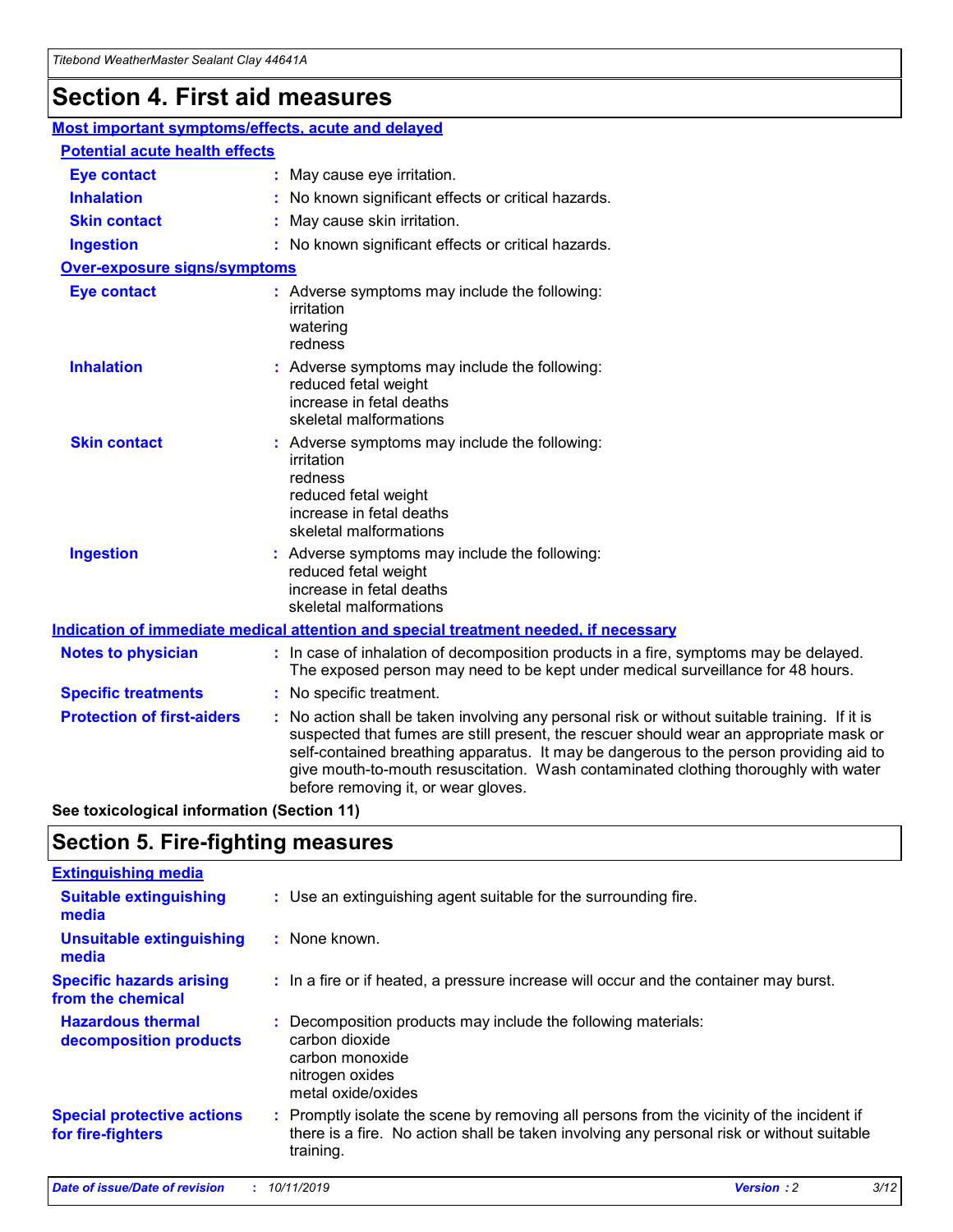# Section 4. First aid measures

## Most important symptoms/effects, acute and delayed

### Potential acute health effects

**Eye contact** : May cause eye irritation.

**Inhalation** : No known significant effects or critical hazards.

**Skin contact** : May cause skin irritation.

**Ingestion** : No known significant effects or critical hazards.

### Over-exposure signs/symptoms

**Eye contact** : Adverse symptoms may include the following:
irritation
watering
redness

**Inhalation** : Adverse symptoms may include the following:
reduced fetal weight
increase in fetal deaths
skeletal malformations

**Skin contact** : Adverse symptoms may include the following:
irritation
redness
reduced fetal weight
increase in fetal deaths
skeletal malformations

**Ingestion** : Adverse symptoms may include the following:
reduced fetal weight
increase in fetal deaths
skeletal malformations

## Indication of immediate medical attention and special treatment needed, if necessary

**Notes to physician** : In case of inhalation of decomposition products in a fire, symptoms may be delayed. The exposed person may need to be kept under medical surveillance for 48 hours.

**Specific treatments** : No specific treatment.

**Protection of first-aiders** : No action shall be taken involving any personal risk or without suitable training. If it is suspected that fumes are still present, the rescuer should wear an appropriate mask or self-contained breathing apparatus. It may be dangerous to the person providing aid to give mouth-to-mouth resuscitation. Wash contaminated clothing thoroughly with water before removing it, or wear gloves.

**See toxicological information (Section 11)**

# Section 5. Fire-fighting measures

## Extinguishing media

**Suitable extinguishing media** : Use an extinguishing agent suitable for the surrounding fire.

**Unsuitable extinguishing media** : None known.

**Specific hazards arising from the chemical** : In a fire or if heated, a pressure increase will occur and the container may burst.

**Hazardous thermal decomposition products** : Decomposition products may include the following materials:
carbon dioxide
carbon monoxide
nitrogen oxides
metal oxide/oxides

**Special protective actions for fire-fighters** : Promptly isolate the scene by removing all persons from the vicinity of the incident if there is a fire. No action shall be taken involving any personal risk or without suitable training.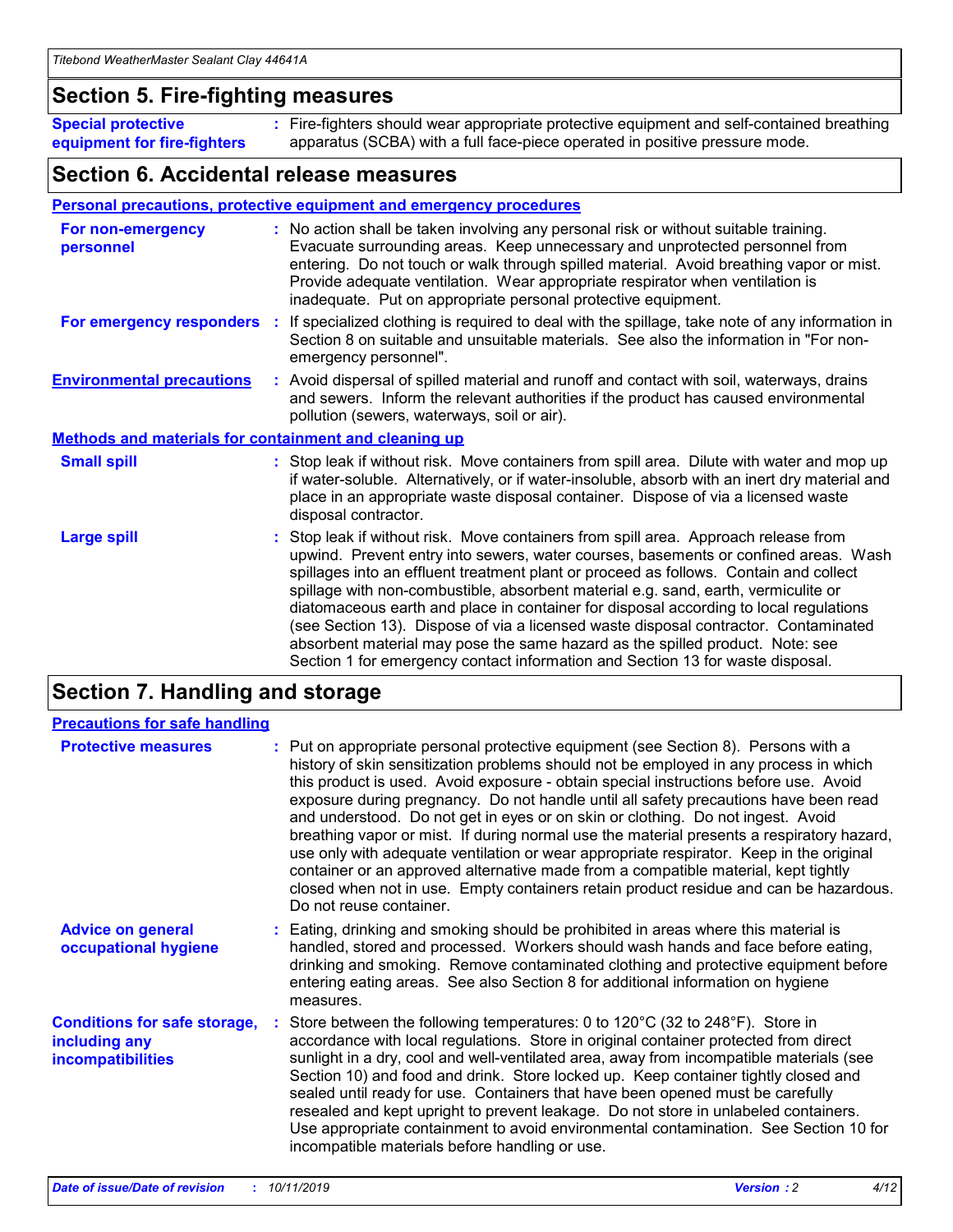## Section 5. Fire-fighting measures

**Special protective equipment for fire-fighters** : Fire-fighters should wear appropriate protective equipment and self-contained breathing apparatus (SCBA) with a full face-piece operated in positive pressure mode.

## Section 6. Accidental release measures

### Personal precautions, protective equipment and emergency procedures

**For non-emergency personnel** : No action shall be taken involving any personal risk or without suitable training. Evacuate surrounding areas. Keep unnecessary and unprotected personnel from entering. Do not touch or walk through spilled material. Avoid breathing vapor or mist. Provide adequate ventilation. Wear appropriate respirator when ventilation is inadequate. Put on appropriate personal protective equipment.

**For emergency responders** : If specialized clothing is required to deal with the spillage, take note of any information in Section 8 on suitable and unsuitable materials. See also the information in "For non-emergency personnel".

**Environmental precautions** : Avoid dispersal of spilled material and runoff and contact with soil, waterways, drains and sewers. Inform the relevant authorities if the product has caused environmental pollution (sewers, waterways, soil or air).

### Methods and materials for containment and cleaning up

**Small spill** : Stop leak if without risk. Move containers from spill area. Dilute with water and mop up if water-soluble. Alternatively, or if water-insoluble, absorb with an inert dry material and place in an appropriate waste disposal container. Dispose of via a licensed waste disposal contractor.

**Large spill** : Stop leak if without risk. Move containers from spill area. Approach release from upwind. Prevent entry into sewers, water courses, basements or confined areas. Wash spillages into an effluent treatment plant or proceed as follows. Contain and collect spillage with non-combustible, absorbent material e.g. sand, earth, vermiculite or diatomaceous earth and place in container for disposal according to local regulations (see Section 13). Dispose of via a licensed waste disposal contractor. Contaminated absorbent material may pose the same hazard as the spilled product. Note: see Section 1 for emergency contact information and Section 13 for waste disposal.

## Section 7. Handling and storage

### Precautions for safe handling

**Protective measures** : Put on appropriate personal protective equipment (see Section 8). Persons with a history of skin sensitization problems should not be employed in any process in which this product is used. Avoid exposure - obtain special instructions before use. Avoid exposure during pregnancy. Do not handle until all safety precautions have been read and understood. Do not get in eyes or on skin or clothing. Do not ingest. Avoid breathing vapor or mist. If during normal use the material presents a respiratory hazard, use only with adequate ventilation or wear appropriate respirator. Keep in the original container or an approved alternative made from a compatible material, kept tightly closed when not in use. Empty containers retain product residue and can be hazardous. Do not reuse container.

**Advice on general occupational hygiene** : Eating, drinking and smoking should be prohibited in areas where this material is handled, stored and processed. Workers should wash hands and face before eating, drinking and smoking. Remove contaminated clothing and protective equipment before entering eating areas. See also Section 8 for additional information on hygiene measures.

**Conditions for safe storage, including any incompatibilities** : Store between the following temperatures: 0 to 120°C (32 to 248°F). Store in accordance with local regulations. Store in original container protected from direct sunlight in a dry, cool and well-ventilated area, away from incompatible materials (see Section 10) and food and drink. Store locked up. Keep container tightly closed and sealed until ready for use. Containers that have been opened must be carefully resealed and kept upright to prevent leakage. Do not store in unlabeled containers. Use appropriate containment to avoid environmental contamination. See Section 10 for incompatible materials before handling or use.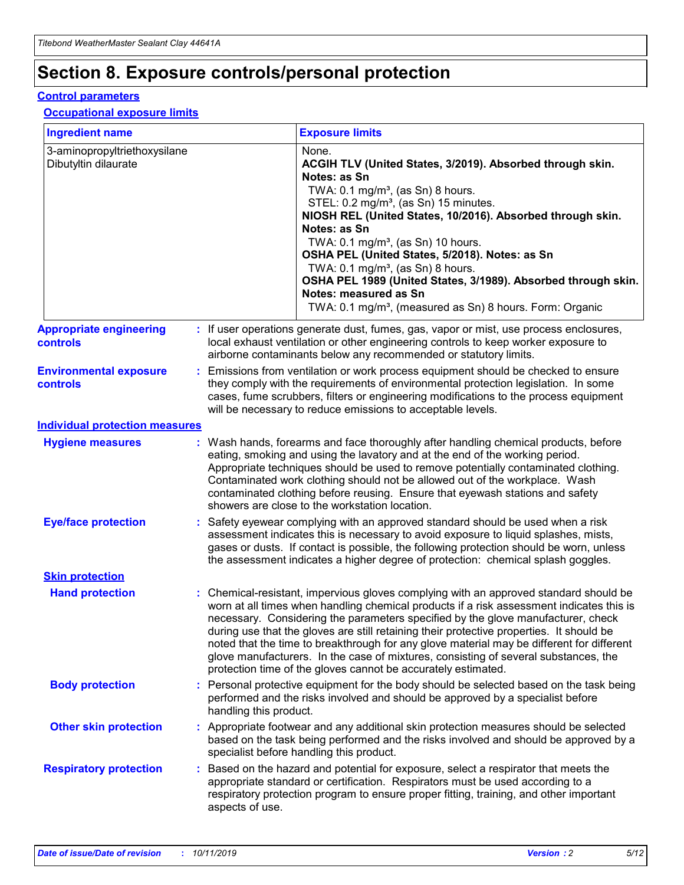# Section 8. Exposure controls/personal protection

## Control parameters

### Occupational exposure limits

| Ingredient name | Exposure limits |
|---|---|
| 3-aminopropyltriethoxysilane<br>Dibutyltin dilaurate | None.<br>**ACGIH TLV (United States, 3/2019). Absorbed through skin. Notes: as Sn**<br>TWA: 0.1 mg/m³, (as Sn) 8 hours.<br>STEL: 0.2 mg/m³, (as Sn) 15 minutes.<br>**NIOSH REL (United States, 10/2016). Absorbed through skin. Notes: as Sn**<br>TWA: 0.1 mg/m³, (as Sn) 10 hours.<br>**OSHA PEL (United States, 5/2018). Notes: as Sn**<br>TWA: 0.1 mg/m³, (as Sn) 8 hours.<br>**OSHA PEL 1989 (United States, 3/1989). Absorbed through skin. Notes: measured as Sn**<br>TWA: 0.1 mg/m³, (measured as Sn) 8 hours. Form: Organic |

**Appropriate engineering controls** : If user operations generate dust, fumes, gas, vapor or mist, use process enclosures, local exhaust ventilation or other engineering controls to keep worker exposure to airborne contaminants below any recommended or statutory limits.

**Environmental exposure controls** : Emissions from ventilation or work process equipment should be checked to ensure they comply with the requirements of environmental protection legislation. In some cases, fume scrubbers, filters or engineering modifications to the process equipment will be necessary to reduce emissions to acceptable levels.

## Individual protection measures

**Hygiene measures** : Wash hands, forearms and face thoroughly after handling chemical products, before eating, smoking and using the lavatory and at the end of the working period. Appropriate techniques should be used to remove potentially contaminated clothing. Contaminated work clothing should not be allowed out of the workplace. Wash contaminated clothing before reusing. Ensure that eyewash stations and safety showers are close to the workstation location.

**Eye/face protection** : Safety eyewear complying with an approved standard should be used when a risk assessment indicates this is necessary to avoid exposure to liquid splashes, mists, gases or dusts. If contact is possible, the following protection should be worn, unless the assessment indicates a higher degree of protection: chemical splash goggles.

### Skin protection

**Hand protection** : Chemical-resistant, impervious gloves complying with an approved standard should be worn at all times when handling chemical products if a risk assessment indicates this is necessary. Considering the parameters specified by the glove manufacturer, check during use that the gloves are still retaining their protective properties. It should be noted that the time to breakthrough for any glove material may be different for different glove manufacturers. In the case of mixtures, consisting of several substances, the protection time of the gloves cannot be accurately estimated.

**Body protection** : Personal protective equipment for the body should be selected based on the task being performed and the risks involved and should be approved by a specialist before handling this product.

**Other skin protection** : Appropriate footwear and any additional skin protection measures should be selected based on the task being performed and the risks involved and should be approved by a specialist before handling this product.

**Respiratory protection** : Based on the hazard and potential for exposure, select a respirator that meets the appropriate standard or certification. Respirators must be used according to a respiratory protection program to ensure proper fitting, training, and other important aspects of use.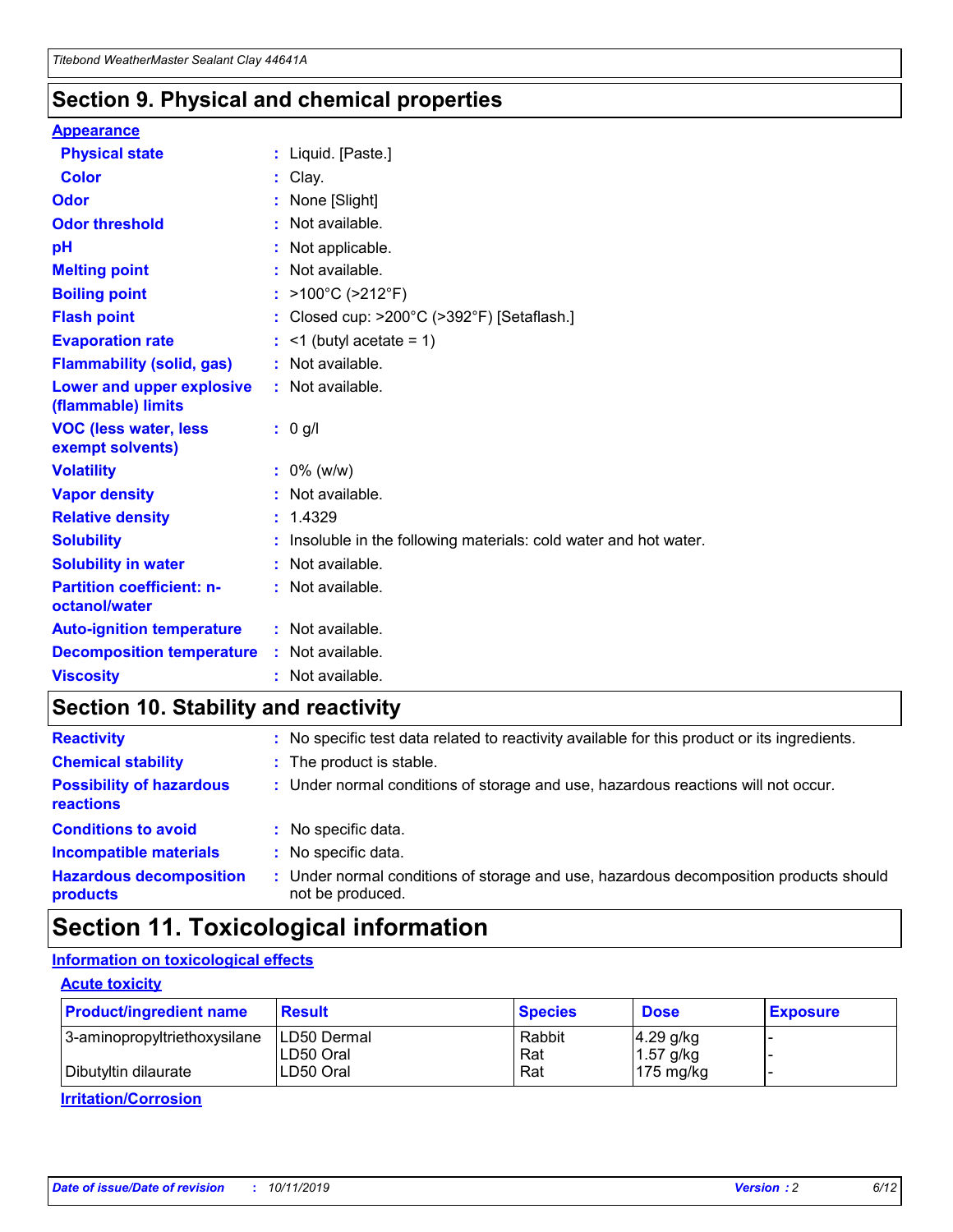## Section 9. Physical and chemical properties

### Appearance

| | | |
|---|---|---|
| **Physical state** | : | Liquid. [Paste.] |
| **Color** | : | Clay. |
| **Odor** | : | None [Slight] |
| **Odor threshold** | : | Not available. |
| **pH** | : | Not applicable. |
| **Melting point** | : | Not available. |
| **Boiling point** | : | >100°C (>212°F) |
| **Flash point** | : | Closed cup: >200°C (>392°F) [Setaflash.] |
| **Evaporation rate** | : | <1 (butyl acetate = 1) |
| **Flammability (solid, gas)** | : | Not available. |
| **Lower and upper explosive (flammable) limits** | : | Not available. |
| **VOC (less water, less exempt solvents)** | : | 0 g/l |
| **Volatility** | : | 0% (w/w) |
| **Vapor density** | : | Not available. |
| **Relative density** | : | 1.4329 |
| **Solubility** | : | Insoluble in the following materials: cold water and hot water. |
| **Solubility in water** | : | Not available. |
| **Partition coefficient: n-octanol/water** | : | Not available. |
| **Auto-ignition temperature** | : | Not available. |
| **Decomposition temperature** | : | Not available. |
| **Viscosity** | : | Not available. |

## Section 10. Stability and reactivity

| | | |
|---|---|---|
| **Reactivity** | : | No specific test data related to reactivity available for this product or its ingredients. |
| **Chemical stability** | : | The product is stable. |
| **Possibility of hazardous reactions** | : | Under normal conditions of storage and use, hazardous reactions will not occur. |
| **Conditions to avoid** | : | No specific data. |
| **Incompatible materials** | : | No specific data. |
| **Hazardous decomposition products** | : | Under normal conditions of storage and use, hazardous decomposition products should not be produced. |

## Section 11. Toxicological information

### Information on toxicological effects

#### Acute toxicity

| Product/ingredient name | Result | Species | Dose | Exposure |
|---|---|---|---|---|
| 3-aminopropyltriethoxysilane | LD50 Dermal | Rabbit | 4.29 g/kg | - |
| | LD50 Oral | Rat | 1.57 g/kg | - |
| Dibutyltin dilaurate | LD50 Oral | Rat | 175 mg/kg | - |

#### Irritation/Corrosion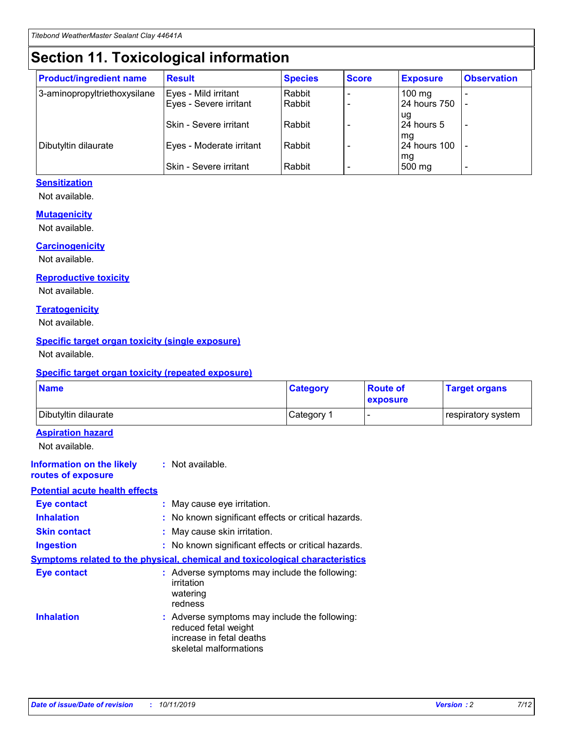# Section 11. Toxicological information

| Product/ingredient name | Result | Species | Score | Exposure | Observation |
|---|---|---|---|---|---|
| 3-aminopropyltriethoxysilane | Eyes - Mild irritant | Rabbit | - | 100 mg | - |
| | Eyes - Severe irritant | Rabbit | - | 24 hours 750 ug | - |
| | Skin - Severe irritant | Rabbit | - | 24 hours 5 mg | - |
| Dibutyltin dilaurate | Eyes - Moderate irritant | Rabbit | - | 24 hours 100 mg | - |
| | Skin - Severe irritant | Rabbit | - | 500 mg | - |

### Sensitization

Not available.

### Mutagenicity

Not available.

### Carcinogenicity

Not available.

### Reproductive toxicity

Not available.

### Teratogenicity

Not available.

### Specific target organ toxicity (single exposure)

Not available.

### Specific target organ toxicity (repeated exposure)

| Name | Category | Route of exposure | Target organs |
|---|---|---|---|
| Dibutyltin dilaurate | Category 1 | - | respiratory system |

### Aspiration hazard

Not available.

**Information on the likely routes of exposure** : Not available.

### Potential acute health effects

**Eye contact** : May cause eye irritation.

**Inhalation** : No known significant effects or critical hazards.

**Skin contact** : May cause skin irritation.

**Ingestion** : No known significant effects or critical hazards.

### Symptoms related to the physical, chemical and toxicological characteristics

**Eye contact** : Adverse symptoms may include the following:
irritation
watering
redness

**Inhalation** : Adverse symptoms may include the following:
reduced fetal weight
increase in fetal deaths
skeletal malformations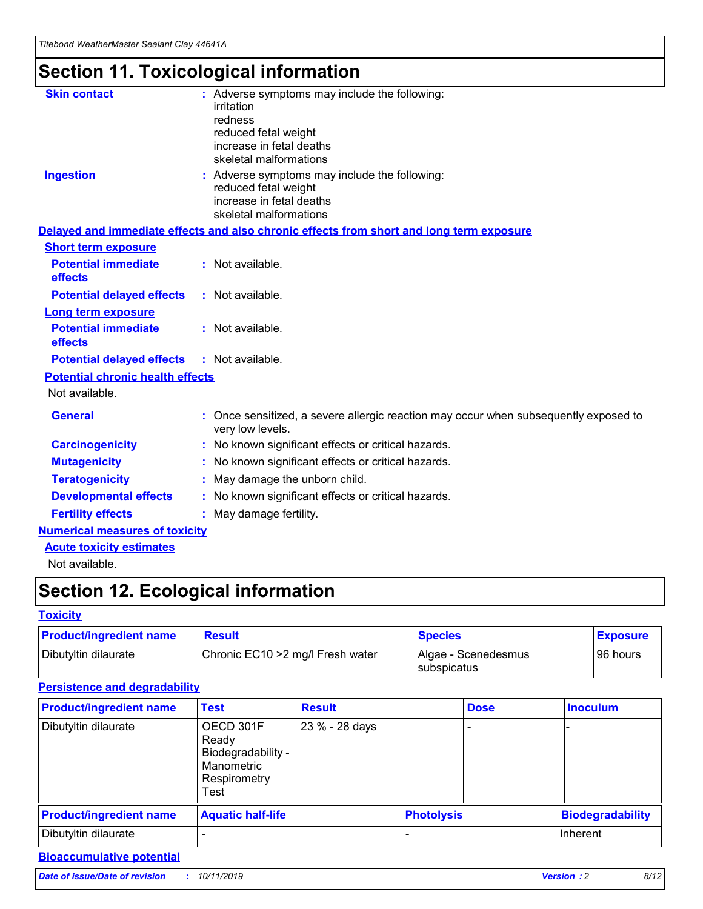# Section 11. Toxicological information

**Skin contact** : Adverse symptoms may include the following:
irritation
redness
reduced fetal weight
increase in fetal deaths
skeletal malformations

**Ingestion** : Adverse symptoms may include the following:
reduced fetal weight
increase in fetal deaths
skeletal malformations

**Delayed and immediate effects and also chronic effects from short and long term exposure**

**Short term exposure**

**Potential immediate effects** : Not available.

**Potential delayed effects** : Not available.

**Long term exposure**

**Potential immediate effects** : Not available.

**Potential delayed effects** : Not available.

**Potential chronic health effects**

Not available.

**General** : Once sensitized, a severe allergic reaction may occur when subsequently exposed to very low levels.

**Carcinogenicity** : No known significant effects or critical hazards.

**Mutagenicity** : No known significant effects or critical hazards.

**Teratogenicity** : May damage the unborn child.

**Developmental effects** : No known significant effects or critical hazards.

**Fertility effects** : May damage fertility.

**Numerical measures of toxicity**

**Acute toxicity estimates**

Not available.

# Section 12. Ecological information

**Toxicity**

| Product/ingredient name | Result | Species | Exposure |
| --- | --- | --- | --- |
| Dibutyltin dilaurate | Chronic EC10 >2 mg/l Fresh water | Algae - Scenedesmus subspicatus | 96 hours |

**Persistence and degradability**

| Product/ingredient name | Test | Result | Dose | Inoculum |
| --- | --- | --- | --- | --- |
| Dibutyltin dilaurate | OECD 301F Ready Biodegradability - Manometric Respirometry Test | 23 % - 28 days | - | - |

| Product/ingredient name | Aquatic half-life | Photolysis | Biodegradability |
| --- | --- | --- | --- |
| Dibutyltin dilaurate | - | - | Inherent |

**Bioaccumulative potential**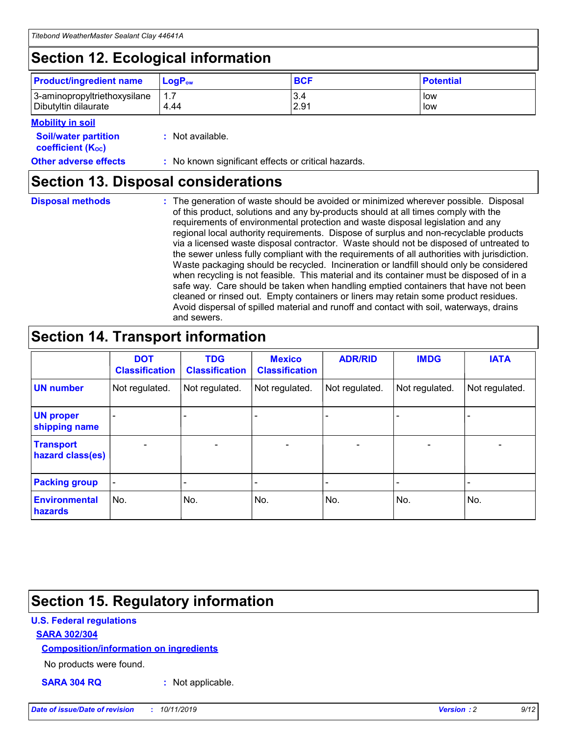## Section 12. Ecological information

| Product/ingredient name | $LogP_{ow}$ | BCF | Potential |
| --- | --- | --- | --- |
| 3-aminopropyltriethoxysilane | 1.7 | 3.4 | low |
| Dibutyltin dilaurate | 4.44 | 2.91 | low |

**Mobility in soil**

**Soil/water partition coefficient ($K_{OC}$)** : Not available.

**Other adverse effects** : No known significant effects or critical hazards.

## Section 13. Disposal considerations

**Disposal methods** : The generation of waste should be avoided or minimized wherever possible. Disposal of this product, solutions and any by-products should at all times comply with the requirements of environmental protection and waste disposal legislation and any regional local authority requirements. Dispose of surplus and non-recyclable products via a licensed waste disposal contractor. Waste should not be disposed of untreated to the sewer unless fully compliant with the requirements of all authorities with jurisdiction. Waste packaging should be recycled. Incineration or landfill should only be considered when recycling is not feasible. This material and its container must be disposed of in a safe way. Care should be taken when handling emptied containers that have not been cleaned or rinsed out. Empty containers or liners may retain some product residues. Avoid dispersal of spilled material and runoff and contact with soil, waterways, drains and sewers.

## Section 14. Transport information

| | DOT Classification | TDG Classification | Mexico Classification | ADR/RID | IMDG | IATA |
| --- | --- | --- | --- | --- | --- | --- |
| UN number | Not regulated. | Not regulated. | Not regulated. | Not regulated. | Not regulated. | Not regulated. |
| UN proper shipping name | - | - | - | - | - | - |
| Transport hazard class(es) | - | - | - | - | - | - |
| Packing group | - | - | - | - | - | - |
| Environmental hazards | No. | No. | No. | No. | No. | No. |

## Section 15. Regulatory information

**U.S. Federal regulations**

**SARA 302/304**

**Composition/information on ingredients**

No products were found.

**SARA 304 RQ** : Not applicable.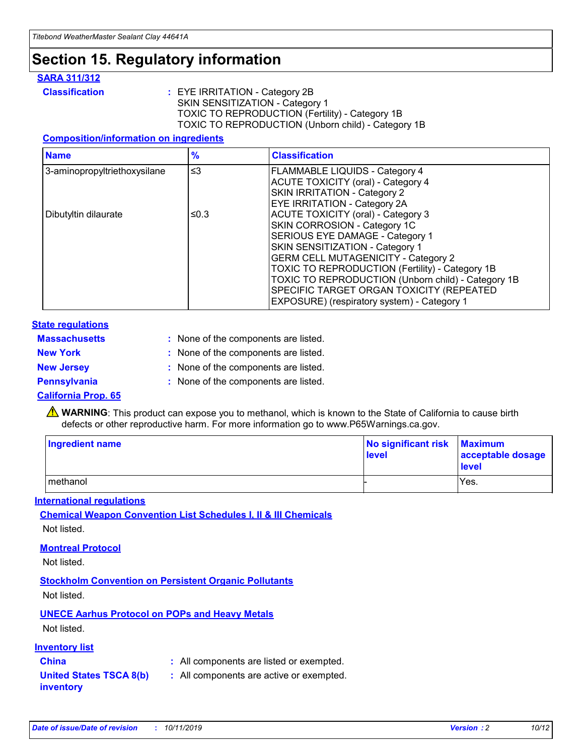# Section 15. Regulatory information

## SARA 311/312

**Classification** : EYE IRRITATION - Category 2B
SKIN SENSITIZATION - Category 1
TOXIC TO REPRODUCTION (Fertility) - Category 1B
TOXIC TO REPRODUCTION (Unborn child) - Category 1B

### Composition/information on ingredients

| Name | % | Classification |
|---|---|---|
| 3-aminopropyltriethoxysilane | ≤3 | FLAMMABLE LIQUIDS - Category 4<br>ACUTE TOXICITY (oral) - Category 4<br>SKIN IRRITATION - Category 2<br>EYE IRRITATION - Category 2A |
| Dibutyltin dilaurate | ≤0.3 | ACUTE TOXICITY (oral) - Category 3<br>SKIN CORROSION - Category 1C<br>SERIOUS EYE DAMAGE - Category 1<br>SKIN SENSITIZATION - Category 1<br>GERM CELL MUTAGENICITY - Category 2<br>TOXIC TO REPRODUCTION (Fertility) - Category 1B<br>TOXIC TO REPRODUCTION (Unborn child) - Category 1B<br>SPECIFIC TARGET ORGAN TOXICITY (REPEATED EXPOSURE) (respiratory system) - Category 1 |

## State regulations

**Massachusetts** : None of the components are listed.

**New York** : None of the components are listed.

**New Jersey** : None of the components are listed.

**Pennsylvania** : None of the components are listed.

### California Prop. 65

⚠ **WARNING**: This product can expose you to methanol, which is known to the State of California to cause birth defects or other reproductive harm. For more information go to www.P65Warnings.ca.gov.

| Ingredient name | No significant risk level | Maximum acceptable dosage level |
|---|---|---|
| methanol | - | Yes. |

## International regulations

### Chemical Weapon Convention List Schedules I, II & III Chemicals

Not listed.

### Montreal Protocol

Not listed.

### Stockholm Convention on Persistent Organic Pollutants

Not listed.

### UNECE Aarhus Protocol on POPs and Heavy Metals

Not listed.

## Inventory list

**China** : All components are listed or exempted.

**United States TSCA 8(b) inventory** : All components are active or exempted.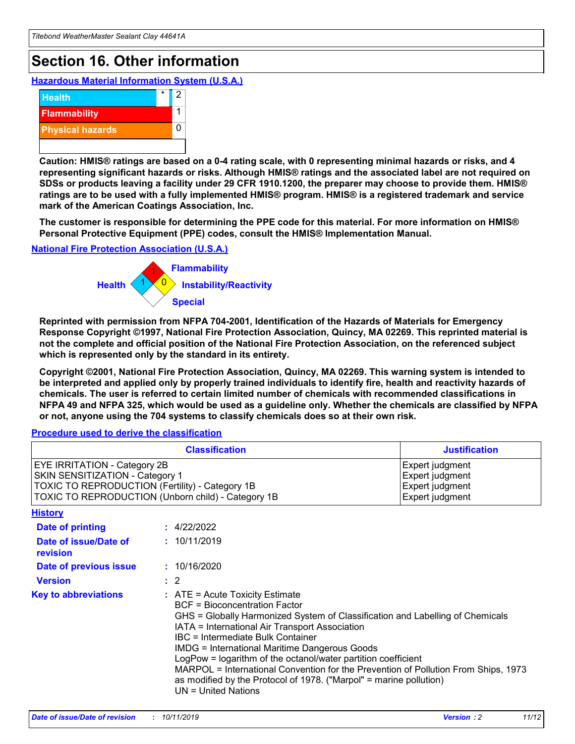# Section 16. Other information

## Hazardous Material Information System (U.S.A.)

| | | |
|---|---|---|
| Health | * | 2 |
| Flammability | | 1 |
| Physical hazards | | 0 |
| | | |

**Caution: HMIS® ratings are based on a 0-4 rating scale, with 0 representing minimal hazards or risks, and 4 representing significant hazards or risks. Although HMIS® ratings and the associated label are not required on SDSs or products leaving a facility under 29 CFR 1910.1200, the preparer may choose to provide them. HMIS® ratings are to be used with a fully implemented HMIS® program. HMIS® is a registered trademark and service mark of the American Coatings Association, Inc.**

**The customer is responsible for determining the PPE code for this material. For more information on HMIS® Personal Protective Equipment (PPE) codes, consult the HMIS® Implementation Manual.**

## National Fire Protection Association (U.S.A.)

Flammability: 1
Health: 1
Instability/Reactivity: 0
Special:

**Reprinted with permission from NFPA 704-2001, Identification of the Hazards of Materials for Emergency Response Copyright ©1997, National Fire Protection Association, Quincy, MA 02269. This reprinted material is not the complete and official position of the National Fire Protection Association, on the referenced subject which is represented only by the standard in its entirety.**

**Copyright ©2001, National Fire Protection Association, Quincy, MA 02269. This warning system is intended to be interpreted and applied only by properly trained individuals to identify fire, health and reactivity hazards of chemicals. The user is referred to certain limited number of chemicals with recommended classifications in NFPA 49 and NFPA 325, which would be used as a guideline only. Whether the chemicals are classified by NFPA or not, anyone using the 704 systems to classify chemicals does so at their own risk.**

## Procedure used to derive the classification

| Classification | Justification |
|---|---|
| EYE IRRITATION - Category 2B | Expert judgment |
| SKIN SENSITIZATION - Category 1 | Expert judgment |
| TOXIC TO REPRODUCTION (Fertility) - Category 1B | Expert judgment |
| TOXIC TO REPRODUCTION (Unborn child) - Category 1B | Expert judgment |

## History

**Date of printing** : 4/22/2022

**Date of issue/Date of revision** : 10/11/2019

**Date of previous issue** : 10/16/2020

**Version** : 2

**Key to abbreviations** :
ATE = Acute Toxicity Estimate
BCF = Bioconcentration Factor
GHS = Globally Harmonized System of Classification and Labelling of Chemicals
IATA = International Air Transport Association
IBC = Intermediate Bulk Container
IMDG = International Maritime Dangerous Goods
LogPow = logarithm of the octanol/water partition coefficient
MARPOL = International Convention for the Prevention of Pollution From Ships, 1973 as modified by the Protocol of 1978. ("Marpol" = marine pollution)
UN = United Nations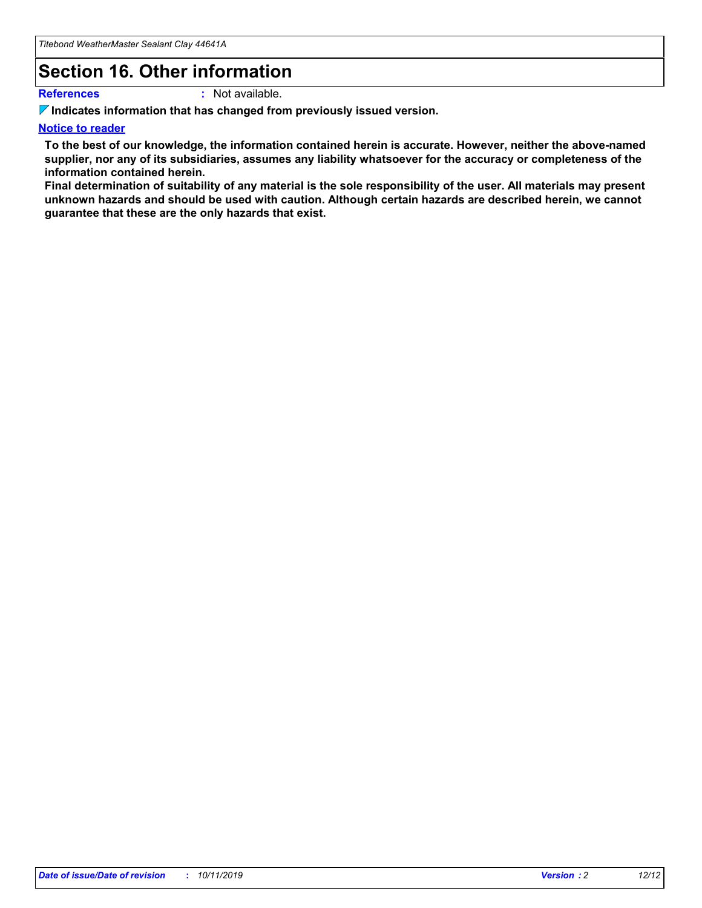# Section 16. Other information

**References** : Not available.

**Indicates information that has changed from previously issued version.**

**Notice to reader**

**To the best of our knowledge, the information contained herein is accurate. However, neither the above-named supplier, nor any of its subsidiaries, assumes any liability whatsoever for the accuracy or completeness of the information contained herein.**

**Final determination of suitability of any material is the sole responsibility of the user. All materials may present unknown hazards and should be used with caution. Although certain hazards are described herein, we cannot guarantee that these are the only hazards that exist.**